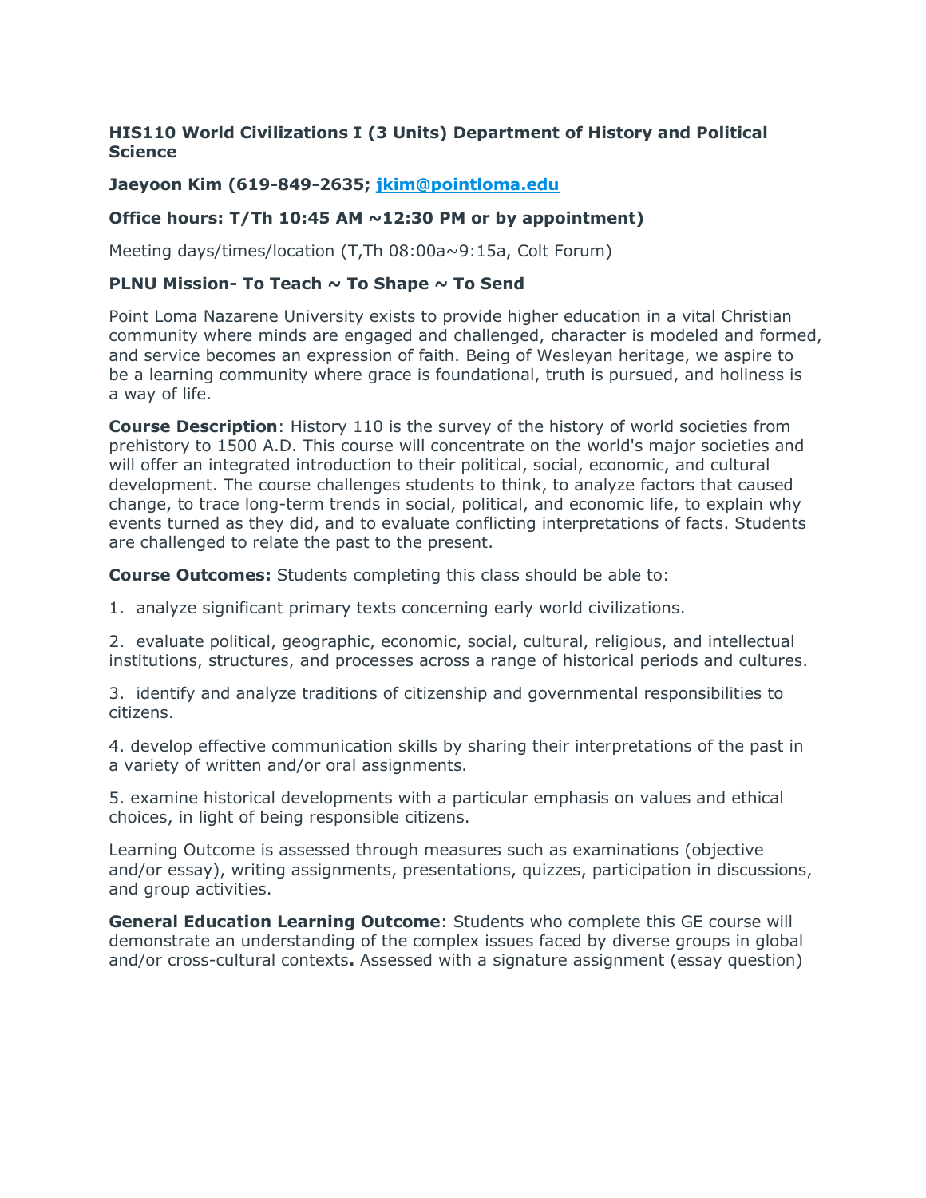**HIS110 World Civilizations I (3 Units) Department of History and Political Science**

**Jaeyoon Kim (619-849-2635; [jkim@pointloma.edu](mailto:jkim@pointloma.edu)**

**Office hours: T/Th 10:45 AM ~12:30 PM or by appointment)**

Meeting days/times/location (T,Th 08:00a~9:15a, Colt Forum)

**PLNU Mission- To Teach ~ To Shape ~ To Send**

Point Loma Nazarene University exists to provide higher education in a vital Christian community where minds are engaged and challenged, character is modeled and formed, and service becomes an expression of faith. Being of Wesleyan heritage, we aspire to be a learning community where grace is foundational, truth is pursued, and holiness is a way of life.

**Course Description**: History 110 is the survey of the history of world societies from prehistory to 1500 A.D. This course will concentrate on the world's major societies and will offer an integrated introduction to their political, social, economic, and cultural development. The course challenges students to think, to analyze factors that caused change, to trace long-term trends in social, political, and economic life, to explain why events turned as they did, and to evaluate conflicting interpretations of facts. Students are challenged to relate the past to the present.

**Course Outcomes:** Students completing this class should be able to:

1. analyze significant primary texts concerning early world civilizations.

2. evaluate political, geographic, economic, social, cultural, religious, and intellectual institutions, structures, and processes across a range of historical periods and cultures.

3. identify and analyze traditions of citizenship and governmental responsibilities to citizens.

4. develop effective communication skills by sharing their interpretations of the past in a variety of written and/or oral assignments.

5. examine historical developments with a particular emphasis on values and ethical choices, in light of being responsible citizens.

Learning Outcome is assessed through measures such as examinations (objective and/or essay), writing assignments, presentations, quizzes, participation in discussions, and group activities.

**General Education Learning Outcome**: Students who complete this GE course will demonstrate an understanding of the complex issues faced by diverse groups in global and/or cross-cultural contexts**.** Assessed with a signature assignment (essay question)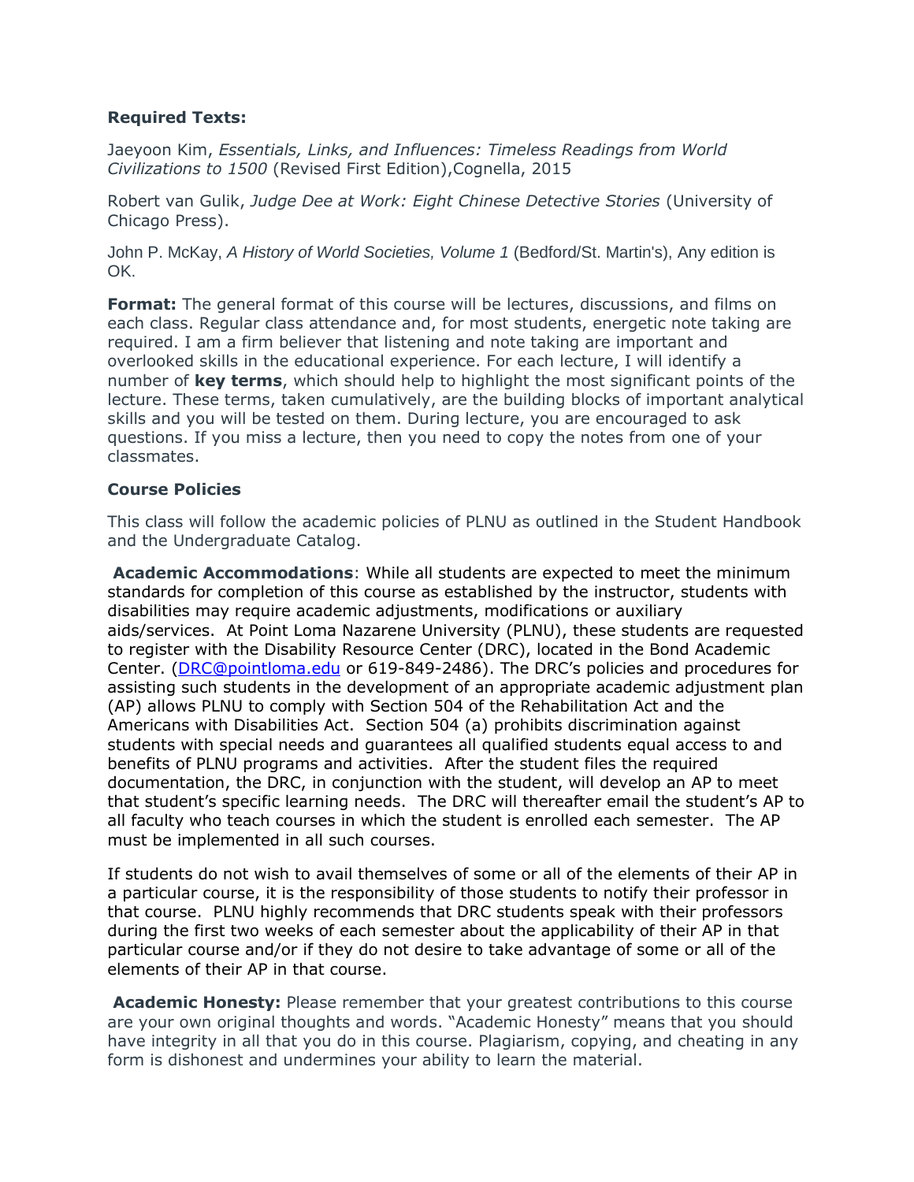**Required Texts:**

Jaeyoon Kim, *Essentials, Links, and Influences: Timeless Readings from World Civilizations to 1500* (Revised First Edition),Cognella, 2015

Robert van Gulik, *Judge Dee at Work: Eight Chinese Detective Stories* (University of Chicago Press).

John P. McKay, *A History of World Societies, Volume 1* (Bedford/St. Martin's), Any edition is OK.

**Format:** The general format of this course will be lectures, discussions, and films on each class. Regular class attendance and, for most students, energetic note taking are required. I am a firm believer that listening and note taking are important and overlooked skills in the educational experience. For each lecture, I will identify a number of **key terms**, which should help to highlight the most significant points of the lecture. These terms, taken cumulatively, are the building blocks of important analytical skills and you will be tested on them. During lecture, you are encouraged to ask questions. If you miss a lecture, then you need to copy the notes from one of your classmates.

**Course Policies**

This class will follow the academic policies of PLNU as outlined in the Student Handbook and the Undergraduate Catalog.

**Academic Accommodations**: While all students are expected to meet the minimum standards for completion of this course as established by the instructor, students with disabilities may require academic adjustments, modifications or auxiliary aids/services. At Point Loma Nazarene University (PLNU), these students are requested to register with the Disability Resource Center (DRC), located in the Bond Academic Center. (DRC@pointloma.edu or 619-849-2486). The DRC's policies and procedures for assisting such students in the development of an appropriate academic adjustment plan (AP) allows PLNU to comply with Section 504 of the Rehabilitation Act and the Americans with Disabilities Act. Section 504 (a) prohibits discrimination against students with special needs and guarantees all qualified students equal access to and benefits of PLNU programs and activities. After the student files the required documentation, the DRC, in conjunction with the student, will develop an AP to meet that student's specific learning needs. The DRC will thereafter email the student's AP to all faculty who teach courses in which the student is enrolled each semester. The AP must be implemented in all such courses.

If students do not wish to avail themselves of some or all of the elements of their AP in a particular course, it is the responsibility of those students to notify their professor in that course. PLNU highly recommends that DRC students speak with their professors during the first two weeks of each semester about the applicability of their AP in that particular course and/or if they do not desire to take advantage of some or all of the elements of their AP in that course.

**Academic Honesty:** Please remember that your greatest contributions to this course are your own original thoughts and words. "Academic Honesty" means that you should have integrity in all that you do in this course. Plagiarism, copying, and cheating in any form is dishonest and undermines your ability to learn the material.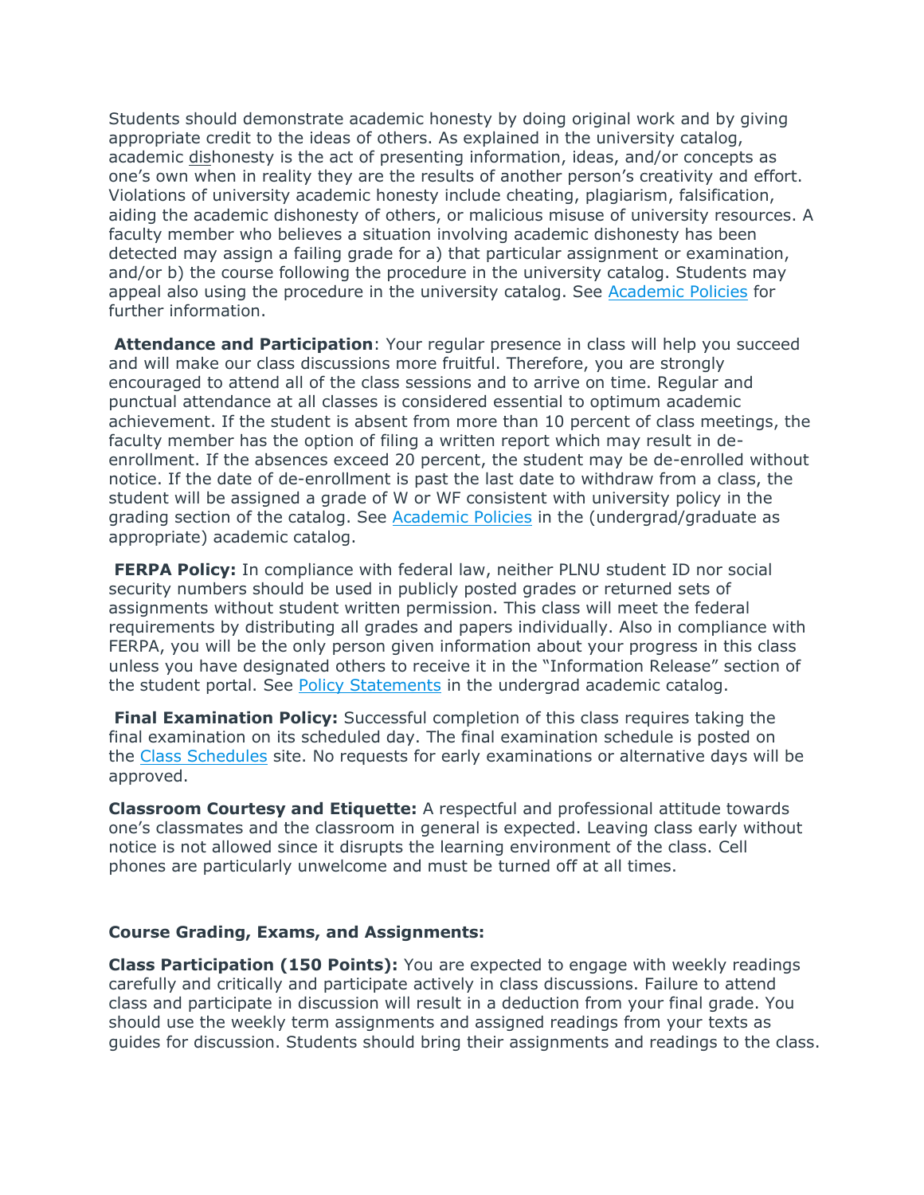Students should demonstrate academic honesty by doing original work and by giving appropriate credit to the ideas of others. As explained in the university catalog, academic dishonesty is the act of presenting information, ideas, and/or concepts as one's own when in reality they are the results of another person's creativity and effort. Violations of university academic honesty include cheating, plagiarism, falsification, aiding the academic dishonesty of others, or malicious misuse of university resources. A faculty member who believes a situation involving academic dishonesty has been detected may assign a failing grade for a) that particular assignment or examination, and/or b) the course following the procedure in the university catalog. Students may appeal also using the procedure in the university catalog. See Academic Policies for further information.

**Attendance and Participation**: Your regular presence in class will help you succeed and will make our class discussions more fruitful. Therefore, you are strongly encouraged to attend all of the class sessions and to arrive on time. Regular and punctual attendance at all classes is considered essential to optimum academic achievement. If the student is absent from more than 10 percent of class meetings, the faculty member has the option of filing a written report which may result in de-enrollment. If the absences exceed 20 percent, the student may be de-enrolled without notice. If the date of de-enrollment is past the last date to withdraw from a class, the student will be assigned a grade of W or WF consistent with university policy in the grading section of the catalog. See Academic Policies in the (undergrad/graduate as appropriate) academic catalog.

**FERPA Policy:** In compliance with federal law, neither PLNU student ID nor social security numbers should be used in publicly posted grades or returned sets of assignments without student written permission. This class will meet the federal requirements by distributing all grades and papers individually. Also in compliance with FERPA, you will be the only person given information about your progress in this class unless you have designated others to receive it in the "Information Release" section of the student portal. See Policy Statements in the undergrad academic catalog.

**Final Examination Policy:** Successful completion of this class requires taking the final examination on its scheduled day. The final examination schedule is posted on the Class Schedules site. No requests for early examinations or alternative days will be approved.

**Classroom Courtesy and Etiquette:** A respectful and professional attitude towards one's classmates and the classroom in general is expected. Leaving class early without notice is not allowed since it disrupts the learning environment of the class. Cell phones are particularly unwelcome and must be turned off at all times.

**Course Grading, Exams, and Assignments:**

**Class Participation (150 Points):** You are expected to engage with weekly readings carefully and critically and participate actively in class discussions. Failure to attend class and participate in discussion will result in a deduction from your final grade. You should use the weekly term assignments and assigned readings from your texts as guides for discussion. Students should bring their assignments and readings to the class.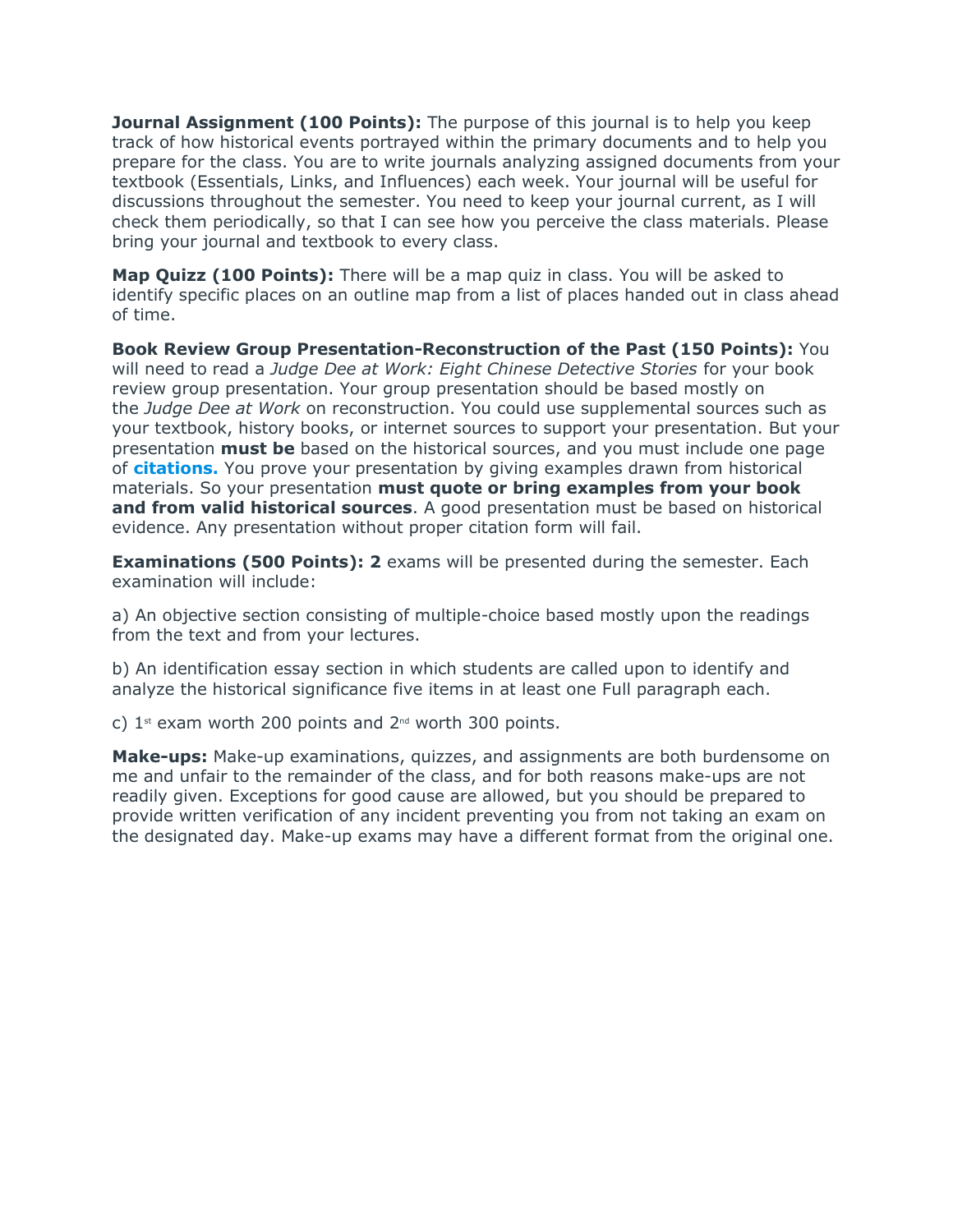**Journal Assignment (100 Points):** The purpose of this journal is to help you keep track of how historical events portrayed within the primary documents and to help you prepare for the class. You are to write journals analyzing assigned documents from your textbook (Essentials, Links, and Influences) each week. Your journal will be useful for discussions throughout the semester. You need to keep your journal current, as I will check them periodically, so that I can see how you perceive the class materials. Please bring your journal and textbook to every class.

**Map Quizz (100 Points):** There will be a map quiz in class. You will be asked to identify specific places on an outline map from a list of places handed out in class ahead of time.

**Book Review Group Presentation-Reconstruction of the Past (150 Points):** You will need to read a *Judge Dee at Work: Eight Chinese Detective Stories* for your book review group presentation. Your group presentation should be based mostly on the *Judge Dee at Work* on reconstruction. You could use supplemental sources such as your textbook, history books, or internet sources to support your presentation. But your presentation **must be** based on the historical sources, and you must include one page of **citations.** You prove your presentation by giving examples drawn from historical materials. So your presentation **must quote or bring examples from your book and from valid historical sources**. A good presentation must be based on historical evidence. Any presentation without proper citation form will fail.

**Examinations (500 Points): 2** exams will be presented during the semester. Each examination will include:

a) An objective section consisting of multiple-choice based mostly upon the readings from the text and from your lectures.

b) An identification essay section in which students are called upon to identify and analyze the historical significance five items in at least one Full paragraph each.

c) 1st exam worth 200 points and 2nd worth 300 points.

**Make-ups:** Make-up examinations, quizzes, and assignments are both burdensome on me and unfair to the remainder of the class, and for both reasons make-ups are not readily given. Exceptions for good cause are allowed, but you should be prepared to provide written verification of any incident preventing you from not taking an exam on the designated day. Make-up exams may have a different format from the original one.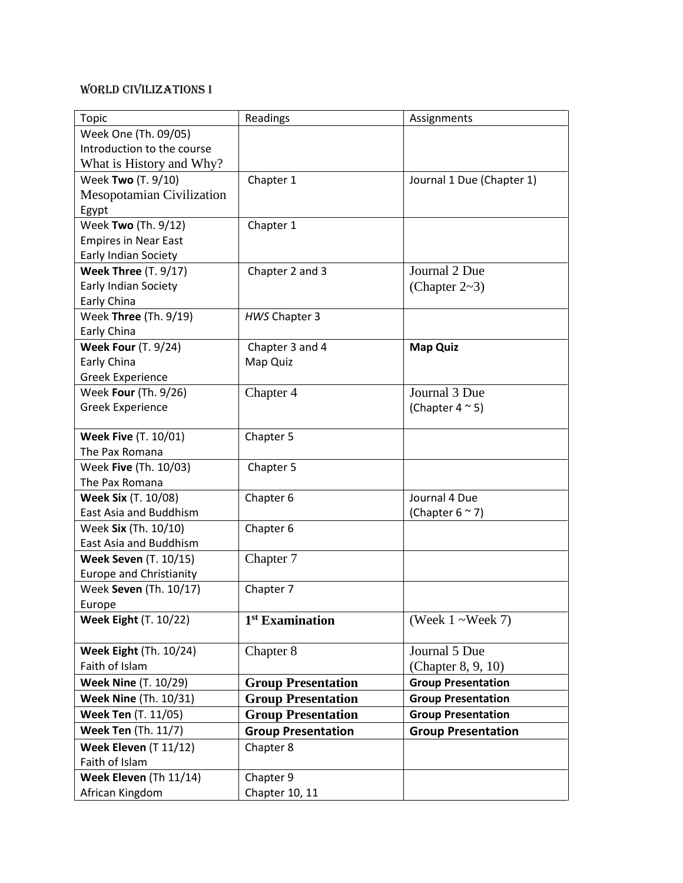# WORLD CIVILIZATIONS I

| Topic | Readings | Assignments |
|---|---|---|
| Week One (Th. 09/05)<br>Introduction to the course<br>What is History and Why? | | |
| Week **Two** (T. 9/10)<br>Mesopotamian Civilization<br>Egypt | Chapter 1 | Journal 1 Due (Chapter 1) |
| Week **Two** (Th. 9/12)<br>Empires in Near East<br>Early Indian Society | Chapter 1 | |
| **Week Three** (T. 9/17)<br>Early Indian Society<br>Early China | Chapter 2 and 3 | Journal 2 Due<br>(Chapter 2~3) |
| Week **Three** (Th. 9/19)<br>Early China | *HWS* Chapter 3 | |
| **Week Four** (T. 9/24)<br>Early China<br>Greek Experience | Chapter 3 and 4<br>Map Quiz | **Map Quiz** |
| Week **Four** (Th. 9/26)<br>Greek Experience | Chapter 4 | Journal 3 Due<br>(Chapter 4 ~ 5) |
| **Week Five** (T. 10/01)<br>The Pax Romana | Chapter 5 | |
| Week **Five** (Th. 10/03)<br>The Pax Romana | Chapter 5 | |
| **Week Six** (T. 10/08)<br>East Asia and Buddhism | Chapter 6 | Journal 4 Due<br>(Chapter 6 ~ 7) |
| Week **Six** (Th. 10/10)<br>East Asia and Buddhism | Chapter 6 | |
| **Week Seven** (T. 10/15)<br>Europe and Christianity | Chapter 7 | |
| Week **Seven** (Th. 10/17)<br>Europe | Chapter 7 | |
| **Week Eight** (T. 10/22) | **1st Examination** | (Week 1 ~Week 7) |
| **Week Eight** (Th. 10/24)<br>Faith of Islam | Chapter 8 | Journal 5 Due<br>(Chapter 8, 9, 10) |
| **Week Nine** (T. 10/29) | **Group Presentation** | **Group Presentation** |
| **Week Nine** (Th. 10/31) | **Group Presentation** | **Group Presentation** |
| **Week Ten** (T. 11/05) | **Group Presentation** | **Group Presentation** |
| **Week Ten** (Th. 11/7) | **Group Presentation** | **Group Presentation** |
| **Week Eleven** (T 11/12)<br>Faith of Islam | Chapter 8 | |
| **Week Eleven** (Th 11/14)<br>African Kingdom | Chapter 9<br>Chapter 10, 11 | |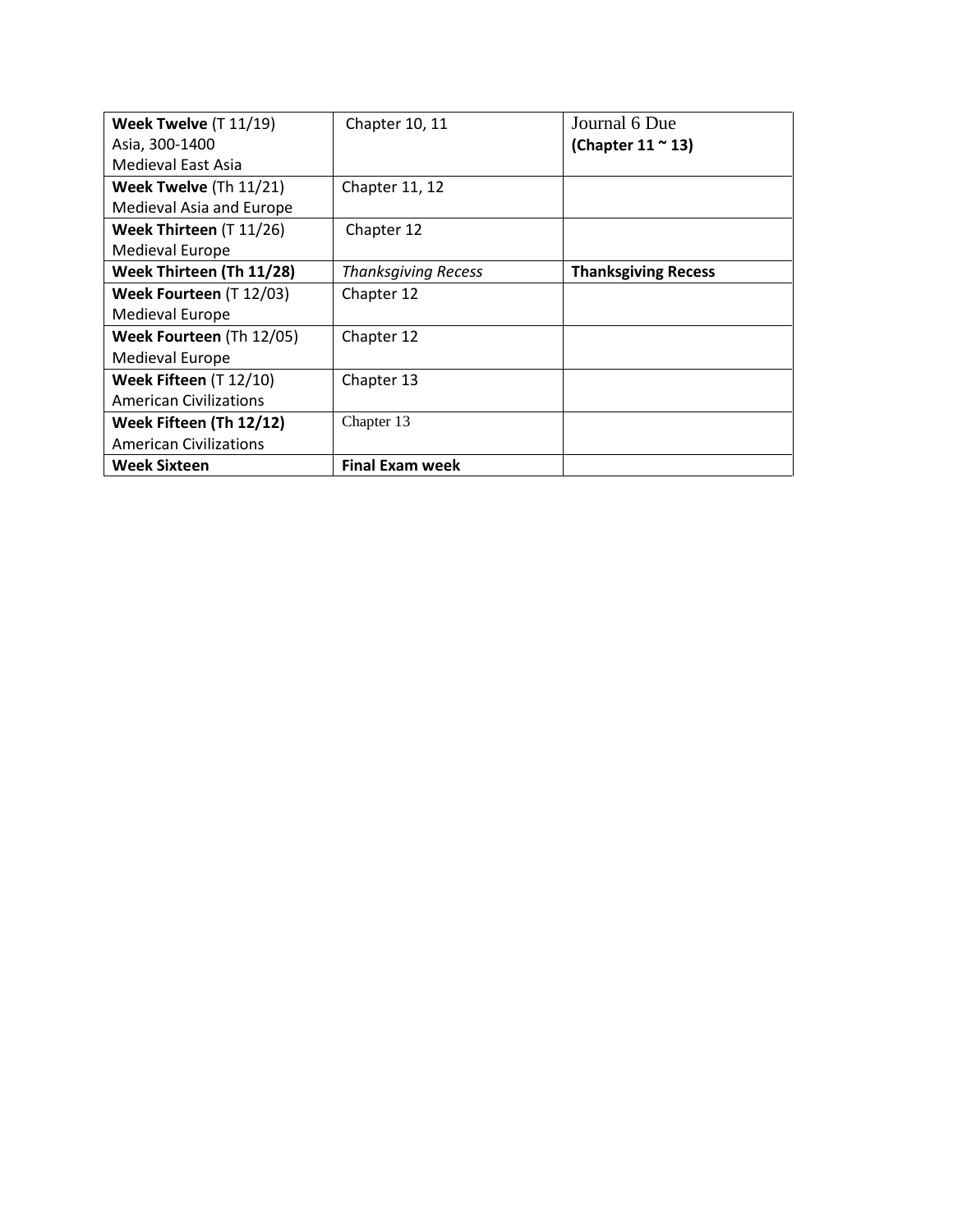| | | |
|---|---|---|
| **Week Twelve** (T 11/19)<br>Asia, 300-1400<br>Medieval East Asia | Chapter 10, 11 | Journal 6 Due<br>**(Chapter 11 ~ 13)** |
| **Week Twelve** (Th 11/21)<br>Medieval Asia and Europe | Chapter 11, 12 | |
| **Week Thirteen** (T 11/26)<br>Medieval Europe | Chapter 12 | |
| **Week Thirteen (Th 11/28)** | *Thanksgiving Recess* | **Thanksgiving Recess** |
| **Week Fourteen** (T 12/03)<br>Medieval Europe | Chapter 12 | |
| **Week Fourteen** (Th 12/05)<br>Medieval Europe | Chapter 12 | |
| **Week Fifteen** (T 12/10)<br>American Civilizations | Chapter 13 | |
| **Week Fifteen (Th 12/12)**<br>American Civilizations | Chapter 13 | |
| **Week Sixteen** | **Final Exam week** | |